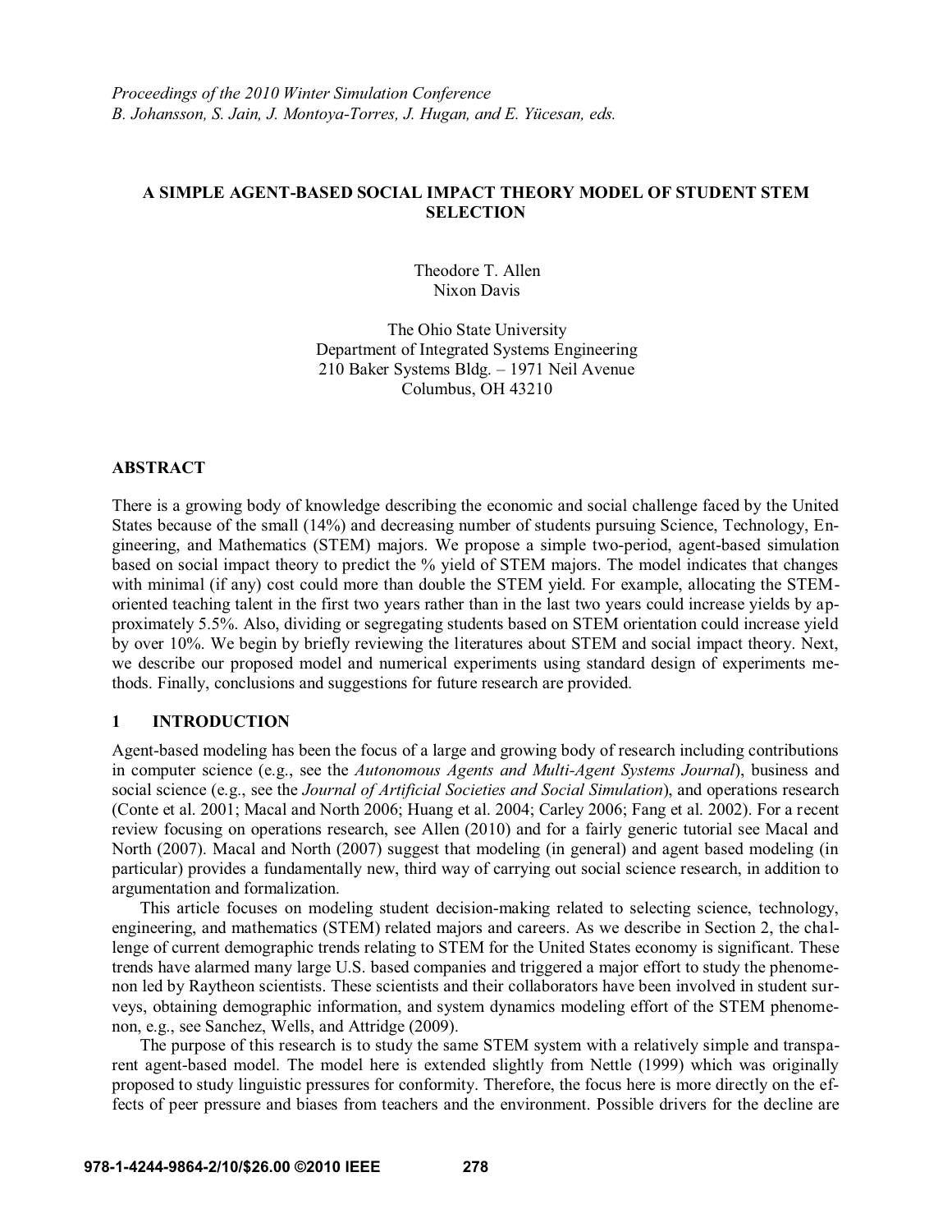*Proceedings of the 2010 Winter Simulation Conference*
*B. Johansson, S. Jain, J. Montoya-Torres, J. Hugan, and E. Yücesan, eds.*

# A SIMPLE AGENT-BASED SOCIAL IMPACT THEORY MODEL OF STUDENT STEM SELECTION

Theodore T. Allen
Nixon Davis

The Ohio State University
Department of Integrated Systems Engineering
210 Baker Systems Bldg. – 1971 Neil Avenue
Columbus, OH 43210

## ABSTRACT

There is a growing body of knowledge describing the economic and social challenge faced by the United States because of the small (14%) and decreasing number of students pursuing Science, Technology, Engineering, and Mathematics (STEM) majors. We propose a simple two-period, agent-based simulation based on social impact theory to predict the % yield of STEM majors. The model indicates that changes with minimal (if any) cost could more than double the STEM yield. For example, allocating the STEM-oriented teaching talent in the first two years rather than in the last two years could increase yields by approximately 5.5%. Also, dividing or segregating students based on STEM orientation could increase yield by over 10%. We begin by briefly reviewing the literatures about STEM and social impact theory. Next, we describe our proposed model and numerical experiments using standard design of experiments methods. Finally, conclusions and suggestions for future research are provided.

## 1 INTRODUCTION

Agent-based modeling has been the focus of a large and growing body of research including contributions in computer science (e.g., see the *Autonomous Agents and Multi-Agent Systems Journal*), business and social science (e.g., see the *Journal of Artificial Societies and Social Simulation*), and operations research (Conte et al. 2001; Macal and North 2006; Huang et al. 2004; Carley 2006; Fang et al. 2002). For a recent review focusing on operations research, see Allen (2010) and for a fairly generic tutorial see Macal and North (2007). Macal and North (2007) suggest that modeling (in general) and agent based modeling (in particular) provides a fundamentally new, third way of carrying out social science research, in addition to argumentation and formalization.

This article focuses on modeling student decision-making related to selecting science, technology, engineering, and mathematics (STEM) related majors and careers. As we describe in Section 2, the challenge of current demographic trends relating to STEM for the United States economy is significant. These trends have alarmed many large U.S. based companies and triggered a major effort to study the phenomenon led by Raytheon scientists. These scientists and their collaborators have been involved in student surveys, obtaining demographic information, and system dynamics modeling effort of the STEM phenomenon, e.g., see Sanchez, Wells, and Attridge (2009).

The purpose of this research is to study the same STEM system with a relatively simple and transparent agent-based model. The model here is extended slightly from Nettle (1999) which was originally proposed to study linguistic pressures for conformity. Therefore, the focus here is more directly on the effects of peer pressure and biases from teachers and the environment. Possible drivers for the decline are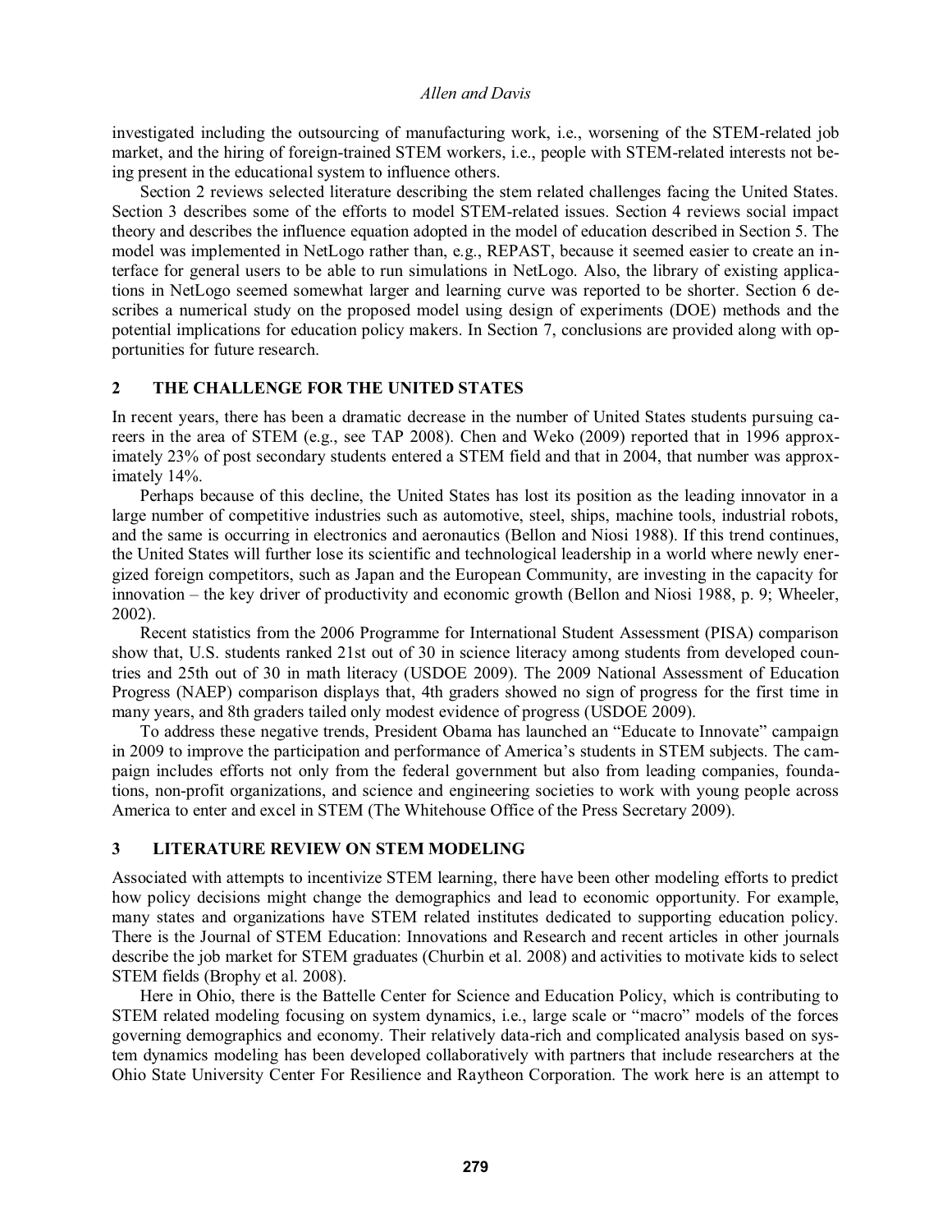investigated including the outsourcing of manufacturing work, i.e., worsening of the STEM-related job market, and the hiring of foreign-trained STEM workers, i.e., people with STEM-related interests not being present in the educational system to influence others.

Section 2 reviews selected literature describing the stem related challenges facing the United States. Section 3 describes some of the efforts to model STEM-related issues. Section 4 reviews social impact theory and describes the influence equation adopted in the model of education described in Section 5. The model was implemented in NetLogo rather than, e.g., REPAST, because it seemed easier to create an interface for general users to be able to run simulations in NetLogo. Also, the library of existing applications in NetLogo seemed somewhat larger and learning curve was reported to be shorter. Section 6 describes a numerical study on the proposed model using design of experiments (DOE) methods and the potential implications for education policy makers. In Section 7, conclusions are provided along with opportunities for future research.

## 2 THE CHALLENGE FOR THE UNITED STATES

In recent years, there has been a dramatic decrease in the number of United States students pursuing careers in the area of STEM (e.g., see TAP 2008). Chen and Weko (2009) reported that in 1996 approximately 23% of post secondary students entered a STEM field and that in 2004, that number was approximately 14%.

Perhaps because of this decline, the United States has lost its position as the leading innovator in a large number of competitive industries such as automotive, steel, ships, machine tools, industrial robots, and the same is occurring in electronics and aeronautics (Bellon and Niosi 1988). If this trend continues, the United States will further lose its scientific and technological leadership in a world where newly energized foreign competitors, such as Japan and the European Community, are investing in the capacity for innovation – the key driver of productivity and economic growth (Bellon and Niosi 1988, p. 9; Wheeler, 2002).

Recent statistics from the 2006 Programme for International Student Assessment (PISA) comparison show that, U.S. students ranked 21st out of 30 in science literacy among students from developed countries and 25th out of 30 in math literacy (USDOE 2009). The 2009 National Assessment of Education Progress (NAEP) comparison displays that, 4th graders showed no sign of progress for the first time in many years, and 8th graders tailed only modest evidence of progress (USDOE 2009).

To address these negative trends, President Obama has launched an "Educate to Innovate" campaign in 2009 to improve the participation and performance of America's students in STEM subjects. The campaign includes efforts not only from the federal government but also from leading companies, foundations, non-profit organizations, and science and engineering societies to work with young people across America to enter and excel in STEM (The Whitehouse Office of the Press Secretary 2009).

## 3 LITERATURE REVIEW ON STEM MODELING

Associated with attempts to incentivize STEM learning, there have been other modeling efforts to predict how policy decisions might change the demographics and lead to economic opportunity. For example, many states and organizations have STEM related institutes dedicated to supporting education policy. There is the Journal of STEM Education: Innovations and Research and recent articles in other journals describe the job market for STEM graduates (Churbin et al. 2008) and activities to motivate kids to select STEM fields (Brophy et al. 2008).

Here in Ohio, there is the Battelle Center for Science and Education Policy, which is contributing to STEM related modeling focusing on system dynamics, i.e., large scale or "macro" models of the forces governing demographics and economy. Their relatively data-rich and complicated analysis based on system dynamics modeling has been developed collaboratively with partners that include researchers at the Ohio State University Center For Resilience and Raytheon Corporation. The work here is an attempt to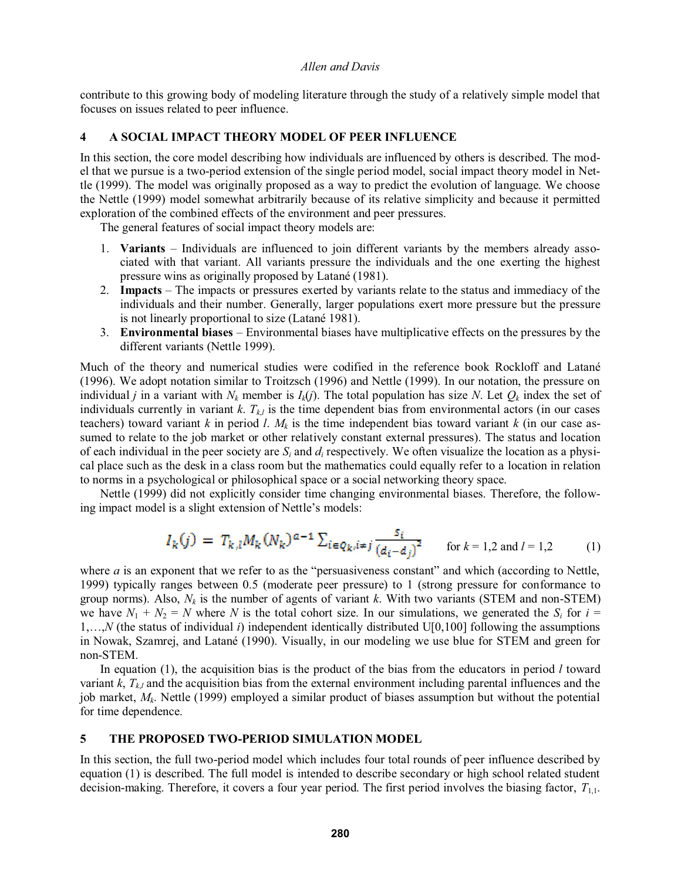contribute to this growing body of modeling literature through the study of a relatively simple model that focuses on issues related to peer influence.

## 4 A SOCIAL IMPACT THEORY MODEL OF PEER INFLUENCE

In this section, the core model describing how individuals are influenced by others is described. The model that we pursue is a two-period extension of the single period model, social impact theory model in Nettle (1999). The model was originally proposed as a way to predict the evolution of language. We choose the Nettle (1999) model somewhat arbitrarily because of its relative simplicity and because it permitted exploration of the combined effects of the environment and peer pressures.

The general features of social impact theory models are:

1. **Variants** – Individuals are influenced to join different variants by the members already associated with that variant. All variants pressure the individuals and the one exerting the highest pressure wins as originally proposed by Latané (1981).
2. **Impacts** – The impacts or pressures exerted by variants relate to the status and immediacy of the individuals and their number. Generally, larger populations exert more pressure but the pressure is not linearly proportional to size (Latané 1981).
3. **Environmental biases** – Environmental biases have multiplicative effects on the pressures by the different variants (Nettle 1999).

Much of the theory and numerical studies were codified in the reference book Rockloff and Latané (1996). We adopt notation similar to Troitzsch (1996) and Nettle (1999). In our notation, the pressure on individual $j$ in a variant with $N_k$ member is $I_k(j)$. The total population has size $N$. Let $Q_k$ index the set of individuals currently in variant $k$. $T_{k,l}$ is the time dependent bias from environmental actors (in our cases teachers) toward variant $k$ in period $l$. $M_k$ is the time independent bias toward variant $k$ (in our case assumed to relate to the job market or other relatively constant external pressures). The status and location of each individual in the peer society are $S_i$ and $d_i$ respectively. We often visualize the location as a physical place such as the desk in a class room but the mathematics could equally refer to a location in relation to norms in a psychological or philosophical space or a social networking theory space.

Nettle (1999) did not explicitly consider time changing environmental biases. Therefore, the following impact model is a slight extension of Nettle's models:

$$I_k(j) = T_{k,l} M_k (N_k)^{a-1} \sum_{i \in Q_k, i \neq j} \frac{S_i}{(d_i - d_j)^2} \qquad \text{for } k = 1,2 \text{ and } l = 1,2 \qquad (1)$$

where $a$ is an exponent that we refer to as the "persuasiveness constant" and which (according to Nettle, 1999) typically ranges between 0.5 (moderate peer pressure) to 1 (strong pressure for conformance to group norms). Also, $N_k$ is the number of agents of variant $k$. With two variants (STEM and non-STEM) we have $N_1 + N_2 = N$ where $N$ is the total cohort size. In our simulations, we generated the $S_i$ for $i = 1,\ldots,N$ (the status of individual $i$) independent identically distributed U[0,100] following the assumptions in Nowak, Szamrej, and Latané (1990). Visually, in our modeling we use blue for STEM and green for non-STEM.

In equation (1), the acquisition bias is the product of the bias from the educators in period $l$ toward variant $k$, $T_{k,l}$ and the acquisition bias from the external environment including parental influences and the job market, $M_k$. Nettle (1999) employed a similar product of biases assumption but without the potential for time dependence.

## 5 THE PROPOSED TWO-PERIOD SIMULATION MODEL

In this section, the full two-period model which includes four total rounds of peer influence described by equation (1) is described. The full model is intended to describe secondary or high school related student decision-making. Therefore, it covers a four year period. The first period involves the biasing factor, $T_{1,1}$.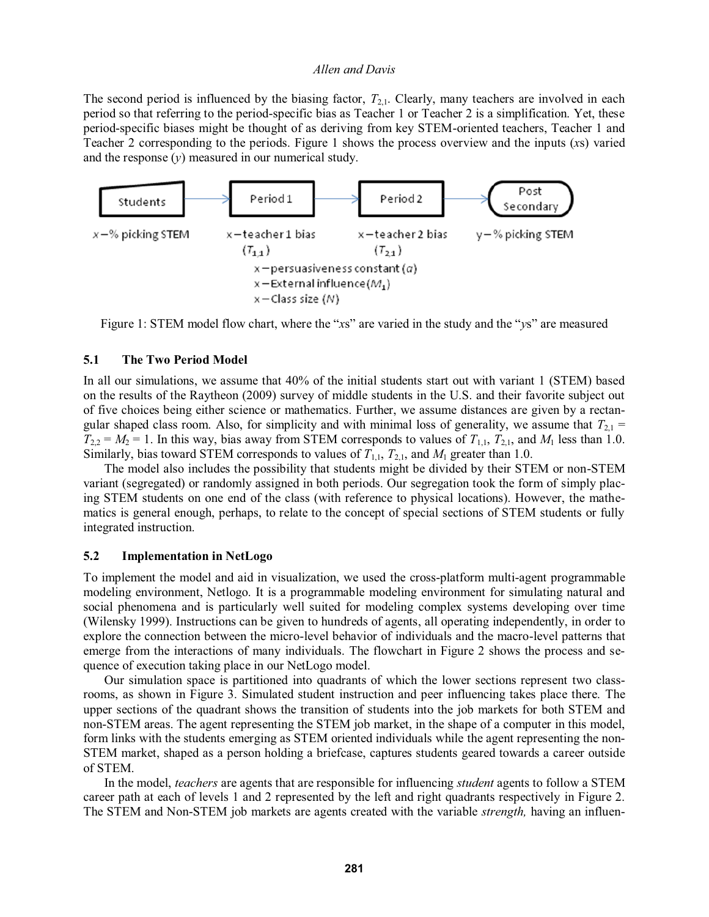The second period is influenced by the biasing factor, $T_{2,1}$. Clearly, many teachers are involved in each period so that referring to the period-specific bias as Teacher 1 or Teacher 2 is a simplification. Yet, these period-specific biases might be thought of as deriving from key STEM-oriented teachers, Teacher 1 and Teacher 2 corresponding to the periods. Figure 1 shows the process overview and the inputs (*x*s) varied and the response (*y*) measured in our numerical study.

Students → Period 1 → Period 2 → Post Secondary

x – % picking STEM | x – teacher 1 bias ($T_{1,1}$) | x – teacher 2 bias ($T_{2,1}$) | y – % picking STEM

x – persuasiveness constant ($a$)
x – External influence ($M_1$)
x – Class size ($N$)

Figure 1: STEM model flow chart, where the "*x*s" are varied in the study and the "*y*s" are measured

### 5.1 The Two Period Model

In all our simulations, we assume that 40% of the initial students start out with variant 1 (STEM) based on the results of the Raytheon (2009) survey of middle students in the U.S. and their favorite subject out of five choices being either science or mathematics. Further, we assume distances are given by a rectangular shaped class room. Also, for simplicity and with minimal loss of generality, we assume that $T_{2,1} = T_{2,2} = M_2 = 1$. In this way, bias away from STEM corresponds to values of $T_{1,1}$, $T_{2,1}$, and $M_1$ less than 1.0. Similarly, bias toward STEM corresponds to values of $T_{1,1}$, $T_{2,1}$, and $M_1$ greater than 1.0.

The model also includes the possibility that students might be divided by their STEM or non-STEM variant (segregated) or randomly assigned in both periods. Our segregation took the form of simply placing STEM students on one end of the class (with reference to physical locations). However, the mathematics is general enough, perhaps, to relate to the concept of special sections of STEM students or fully integrated instruction.

### 5.2 Implementation in NetLogo

To implement the model and aid in visualization, we used the cross-platform multi-agent programmable modeling environment, Netlogo. It is a programmable modeling environment for simulating natural and social phenomena and is particularly well suited for modeling complex systems developing over time (Wilensky 1999). Instructions can be given to hundreds of agents, all operating independently, in order to explore the connection between the micro-level behavior of individuals and the macro-level patterns that emerge from the interactions of many individuals. The flowchart in Figure 2 shows the process and sequence of execution taking place in our NetLogo model.

Our simulation space is partitioned into quadrants of which the lower sections represent two classrooms, as shown in Figure 3. Simulated student instruction and peer influencing takes place there. The upper sections of the quadrant shows the transition of students into the job markets for both STEM and non-STEM areas. The agent representing the STEM job market, in the shape of a computer in this model, form links with the students emerging as STEM oriented individuals while the agent representing the non-STEM market, shaped as a person holding a briefcase, captures students geared towards a career outside of STEM.

In the model, *teachers* are agents that are responsible for influencing *student* agents to follow a STEM career path at each of levels 1 and 2 represented by the left and right quadrants respectively in Figure 2. The STEM and Non-STEM job markets are agents created with the variable *strength,* having an influen-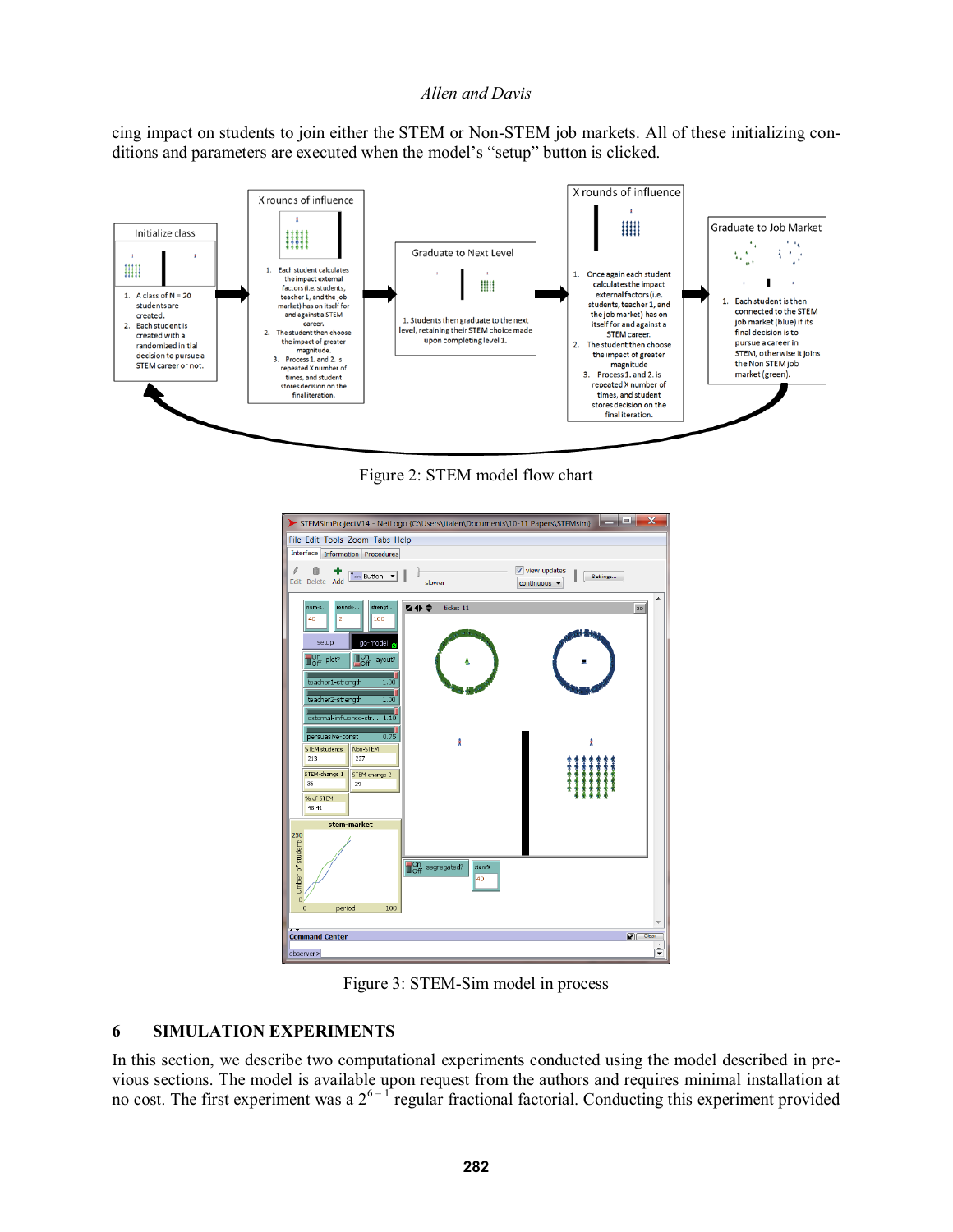cing impact on students to join either the STEM or Non-STEM job markets. All of these initializing conditions and parameters are executed when the model's "setup" button is clicked.

Figure 2: STEM model flow chart

Figure 3: STEM-Sim model in process

## 6 SIMULATION EXPERIMENTS

In this section, we describe two computational experiments conducted using the model described in previous sections. The model is available upon request from the authors and requires minimal installation at no cost. The first experiment was a $2^{6-1}$ regular fractional factorial. Conducting this experiment provided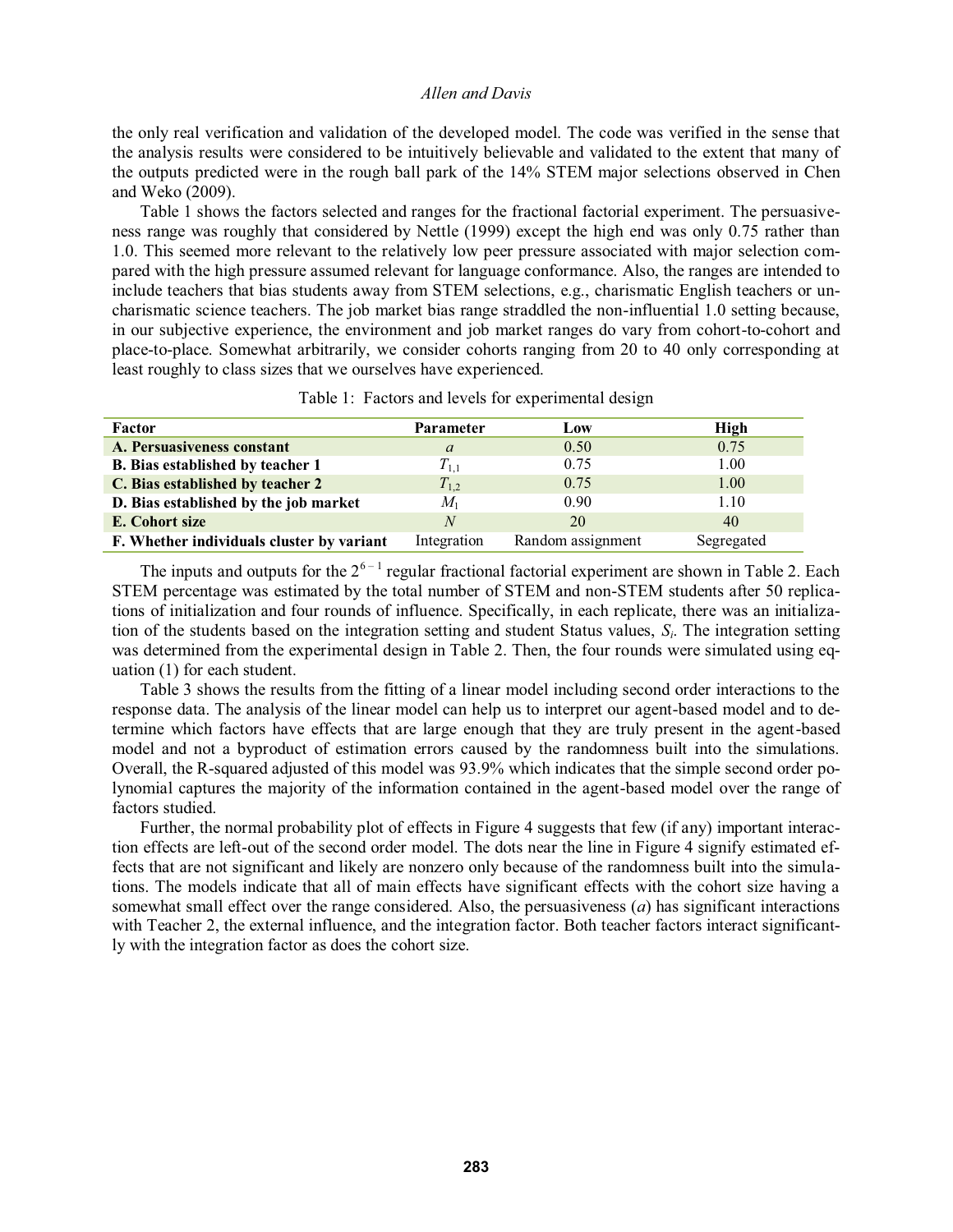the only real verification and validation of the developed model. The code was verified in the sense that the analysis results were considered to be intuitively believable and validated to the extent that many of the outputs predicted were in the rough ball park of the 14% STEM major selections observed in Chen and Weko (2009).

Table 1 shows the factors selected and ranges for the fractional factorial experiment. The persuasiveness range was roughly that considered by Nettle (1999) except the high end was only 0.75 rather than 1.0. This seemed more relevant to the relatively low peer pressure associated with major selection compared with the high pressure assumed relevant for language conformance. Also, the ranges are intended to include teachers that bias students away from STEM selections, e.g., charismatic English teachers or uncharismatic science teachers. The job market bias range straddled the non-influential 1.0 setting because, in our subjective experience, the environment and job market ranges do vary from cohort-to-cohort and place-to-place. Somewhat arbitrarily, we consider cohorts ranging from 20 to 40 only corresponding at least roughly to class sizes that we ourselves have experienced.

Table 1: Factors and levels for experimental design

| Factor | Parameter | Low | High |
|---|---|---|---|
| **A. Persuasiveness constant** | $a$ | 0.50 | 0.75 |
| **B. Bias established by teacher 1** | $T_{1,1}$ | 0.75 | 1.00 |
| **C. Bias established by teacher 2** | $T_{1,2}$ | 0.75 | 1.00 |
| **D. Bias established by the job market** | $M_1$ | 0.90 | 1.10 |
| **E. Cohort size** | $N$ | 20 | 40 |
| **F. Whether individuals cluster by variant** | Integration | Random assignment | Segregated |

The inputs and outputs for the $2^{6-1}$ regular fractional factorial experiment are shown in Table 2. Each STEM percentage was estimated by the total number of STEM and non-STEM students after 50 replications of initialization and four rounds of influence. Specifically, in each replicate, there was an initialization of the students based on the integration setting and student Status values, $S_i$. The integration setting was determined from the experimental design in Table 2. Then, the four rounds were simulated using equation (1) for each student.

Table 3 shows the results from the fitting of a linear model including second order interactions to the response data. The analysis of the linear model can help us to interpret our agent-based model and to determine which factors have effects that are large enough that they are truly present in the agent-based model and not a byproduct of estimation errors caused by the randomness built into the simulations. Overall, the R-squared adjusted of this model was 93.9% which indicates that the simple second order polynomial captures the majority of the information contained in the agent-based model over the range of factors studied.

Further, the normal probability plot of effects in Figure 4 suggests that few (if any) important interaction effects are left-out of the second order model. The dots near the line in Figure 4 signify estimated effects that are not significant and likely are nonzero only because of the randomness built into the simulations. The models indicate that all of main effects have significant effects with the cohort size having a somewhat small effect over the range considered. Also, the persuasiveness ($a$) has significant interactions with Teacher 2, the external influence, and the integration factor. Both teacher factors interact significantly with the integration factor as does the cohort size.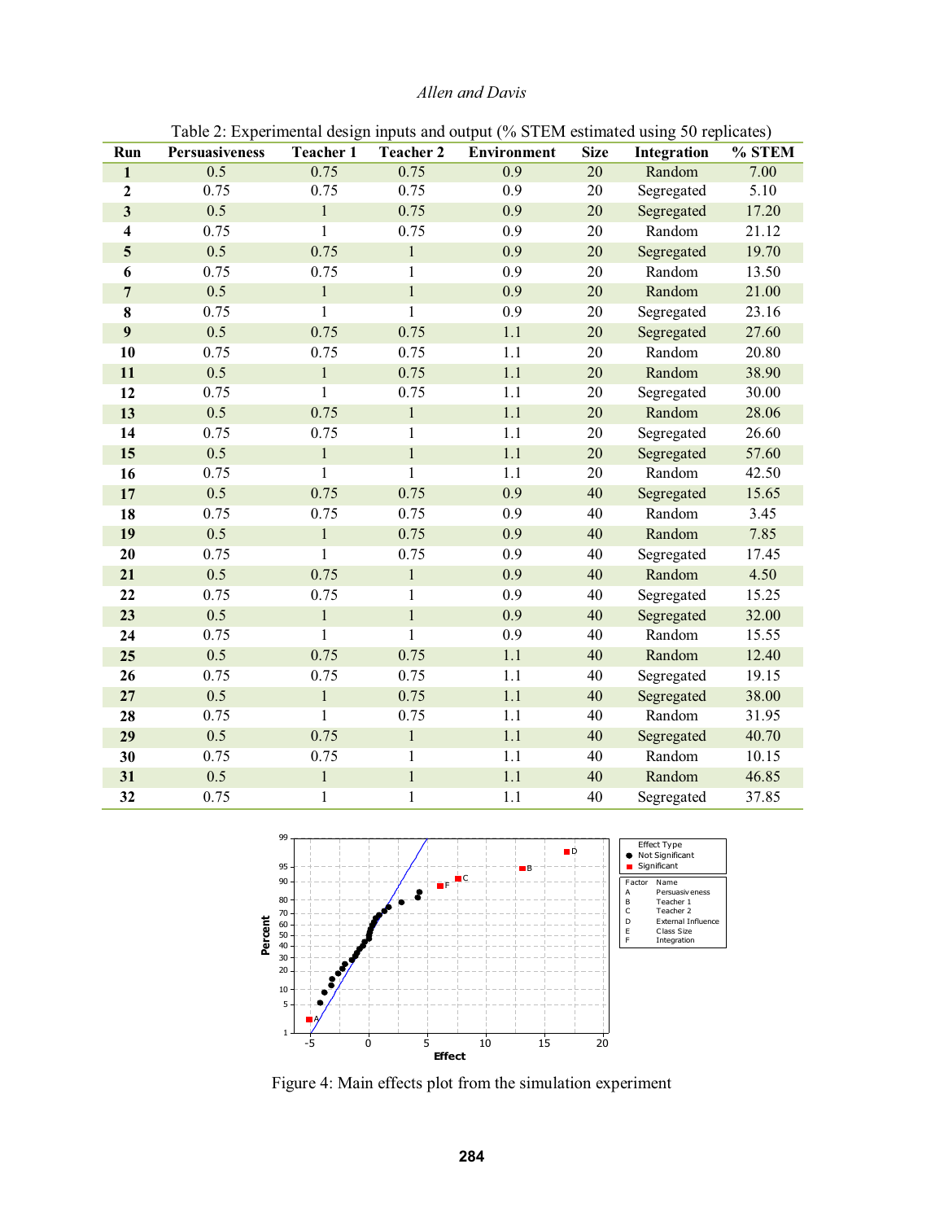Table 2: Experimental design inputs and output (% STEM estimated using 50 replicates)

| Run | Persuasiveness | Teacher 1 | Teacher 2 | Environment | Size | Integration | % STEM |
|---|---|---|---|---|---|---|---|
| 1 | 0.5 | 0.75 | 0.75 | 0.9 | 20 | Random | 7.00 |
| 2 | 0.75 | 0.75 | 0.75 | 0.9 | 20 | Segregated | 5.10 |
| 3 | 0.5 | 1 | 0.75 | 0.9 | 20 | Segregated | 17.20 |
| 4 | 0.75 | 1 | 0.75 | 0.9 | 20 | Random | 21.12 |
| 5 | 0.5 | 0.75 | 1 | 0.9 | 20 | Segregated | 19.70 |
| 6 | 0.75 | 0.75 | 1 | 0.9 | 20 | Random | 13.50 |
| 7 | 0.5 | 1 | 1 | 0.9 | 20 | Random | 21.00 |
| 8 | 0.75 | 1 | 1 | 0.9 | 20 | Segregated | 23.16 |
| 9 | 0.5 | 0.75 | 0.75 | 1.1 | 20 | Segregated | 27.60 |
| 10 | 0.75 | 0.75 | 0.75 | 1.1 | 20 | Random | 20.80 |
| 11 | 0.5 | 1 | 0.75 | 1.1 | 20 | Random | 38.90 |
| 12 | 0.75 | 1 | 0.75 | 1.1 | 20 | Segregated | 30.00 |
| 13 | 0.5 | 0.75 | 1 | 1.1 | 20 | Random | 28.06 |
| 14 | 0.75 | 0.75 | 1 | 1.1 | 20 | Segregated | 26.60 |
| 15 | 0.5 | 1 | 1 | 1.1 | 20 | Segregated | 57.60 |
| 16 | 0.75 | 1 | 1 | 1.1 | 20 | Random | 42.50 |
| 17 | 0.5 | 0.75 | 0.75 | 0.9 | 40 | Segregated | 15.65 |
| 18 | 0.75 | 0.75 | 0.75 | 0.9 | 40 | Random | 3.45 |
| 19 | 0.5 | 1 | 0.75 | 0.9 | 40 | Random | 7.85 |
| 20 | 0.75 | 1 | 0.75 | 0.9 | 40 | Segregated | 17.45 |
| 21 | 0.5 | 0.75 | 1 | 0.9 | 40 | Random | 4.50 |
| 22 | 0.75 | 0.75 | 1 | 0.9 | 40 | Segregated | 15.25 |
| 23 | 0.5 | 1 | 1 | 0.9 | 40 | Segregated | 32.00 |
| 24 | 0.75 | 1 | 1 | 0.9 | 40 | Random | 15.55 |
| 25 | 0.5 | 0.75 | 0.75 | 1.1 | 40 | Random | 12.40 |
| 26 | 0.75 | 0.75 | 0.75 | 1.1 | 40 | Segregated | 19.15 |
| 27 | 0.5 | 1 | 0.75 | 1.1 | 40 | Segregated | 38.00 |
| 28 | 0.75 | 1 | 0.75 | 1.1 | 40 | Random | 31.95 |
| 29 | 0.5 | 0.75 | 1 | 1.1 | 40 | Segregated | 40.70 |
| 30 | 0.75 | 0.75 | 1 | 1.1 | 40 | Random | 10.15 |
| 31 | 0.5 | 1 | 1 | 1.1 | 40 | Random | 46.85 |
| 32 | 0.75 | 1 | 1 | 1.1 | 40 | Segregated | 37.85 |

Figure 4: Main effects plot from the simulation experiment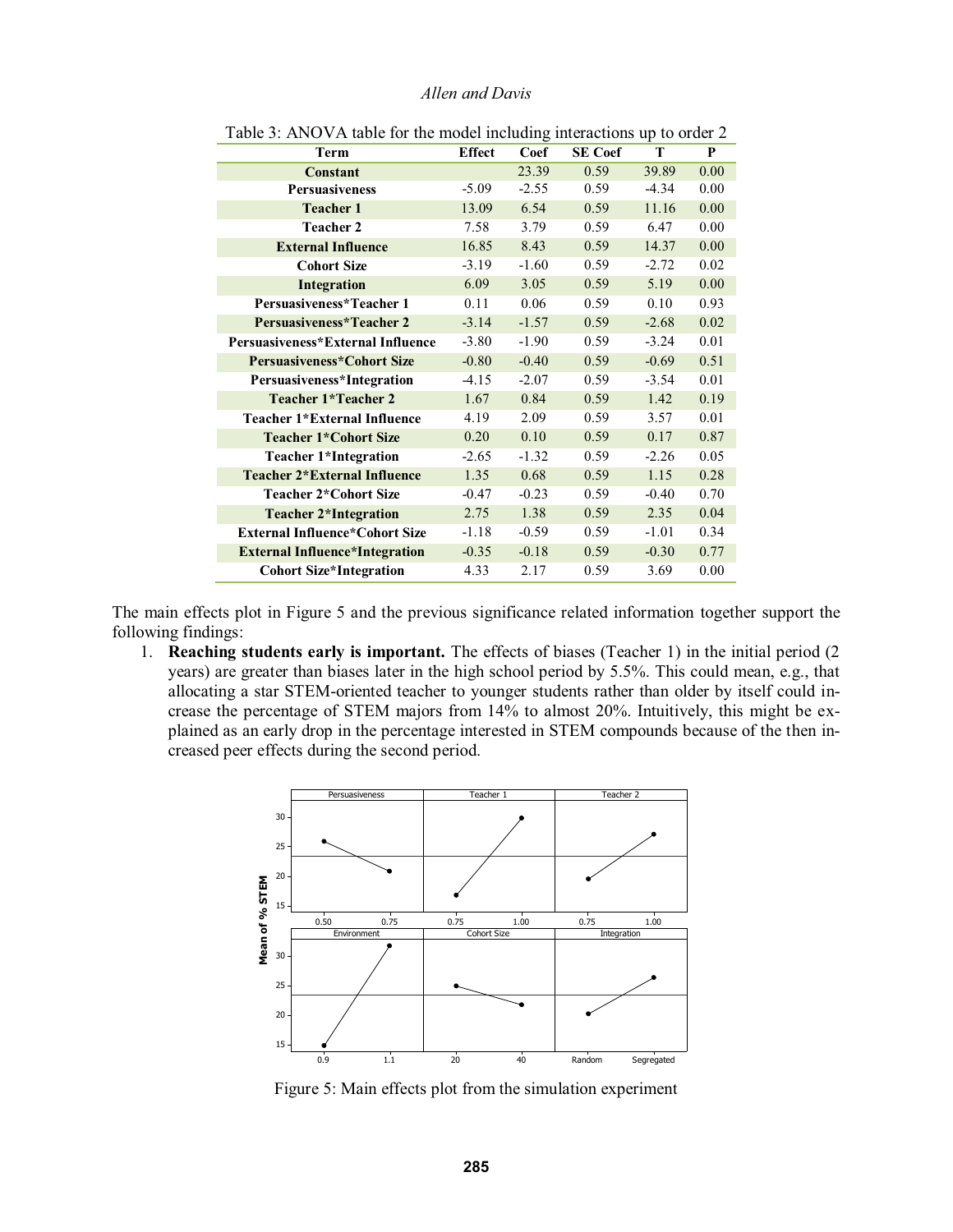Table 3: ANOVA table for the model including interactions up to order 2

| Term | Effect | Coef | SE Coef | T | P |
|---|---|---|---|---|---|
| Constant | | 23.39 | 0.59 | 39.89 | 0.00 |
| Persuasiveness | -5.09 | -2.55 | 0.59 | -4.34 | 0.00 |
| Teacher 1 | 13.09 | 6.54 | 0.59 | 11.16 | 0.00 |
| Teacher 2 | 7.58 | 3.79 | 0.59 | 6.47 | 0.00 |
| External Influence | 16.85 | 8.43 | 0.59 | 14.37 | 0.00 |
| Cohort Size | -3.19 | -1.60 | 0.59 | -2.72 | 0.02 |
| Integration | 6.09 | 3.05 | 0.59 | 5.19 | 0.00 |
| Persuasiveness*Teacher 1 | 0.11 | 0.06 | 0.59 | 0.10 | 0.93 |
| Persuasiveness*Teacher 2 | -3.14 | -1.57 | 0.59 | -2.68 | 0.02 |
| Persuasiveness*External Influence | -3.80 | -1.90 | 0.59 | -3.24 | 0.01 |
| Persuasiveness*Cohort Size | -0.80 | -0.40 | 0.59 | -0.69 | 0.51 |
| Persuasiveness*Integration | -4.15 | -2.07 | 0.59 | -3.54 | 0.01 |
| Teacher 1*Teacher 2 | 1.67 | 0.84 | 0.59 | 1.42 | 0.19 |
| Teacher 1*External Influence | 4.19 | 2.09 | 0.59 | 3.57 | 0.01 |
| Teacher 1*Cohort Size | 0.20 | 0.10 | 0.59 | 0.17 | 0.87 |
| Teacher 1*Integration | -2.65 | -1.32 | 0.59 | -2.26 | 0.05 |
| Teacher 2*External Influence | 1.35 | 0.68 | 0.59 | 1.15 | 0.28 |
| Teacher 2*Cohort Size | -0.47 | -0.23 | 0.59 | -0.40 | 0.70 |
| Teacher 2*Integration | 2.75 | 1.38 | 0.59 | 2.35 | 0.04 |
| External Influence*Cohort Size | -1.18 | -0.59 | 0.59 | -1.01 | 0.34 |
| External Influence*Integration | -0.35 | -0.18 | 0.59 | -0.30 | 0.77 |
| Cohort Size*Integration | 4.33 | 2.17 | 0.59 | 3.69 | 0.00 |

The main effects plot in Figure 5 and the previous significance related information together support the following findings:

1. **Reaching students early is important.** The effects of biases (Teacher 1) in the initial period (2 years) are greater than biases later in the high school period by 5.5%. This could mean, e.g., that allocating a star STEM-oriented teacher to younger students rather than older by itself could increase the percentage of STEM majors from 14% to almost 20%. Intuitively, this might be explained as an early drop in the percentage interested in STEM compounds because of the then increased peer effects during the second period.

Figure 5: Main effects plot from the simulation experiment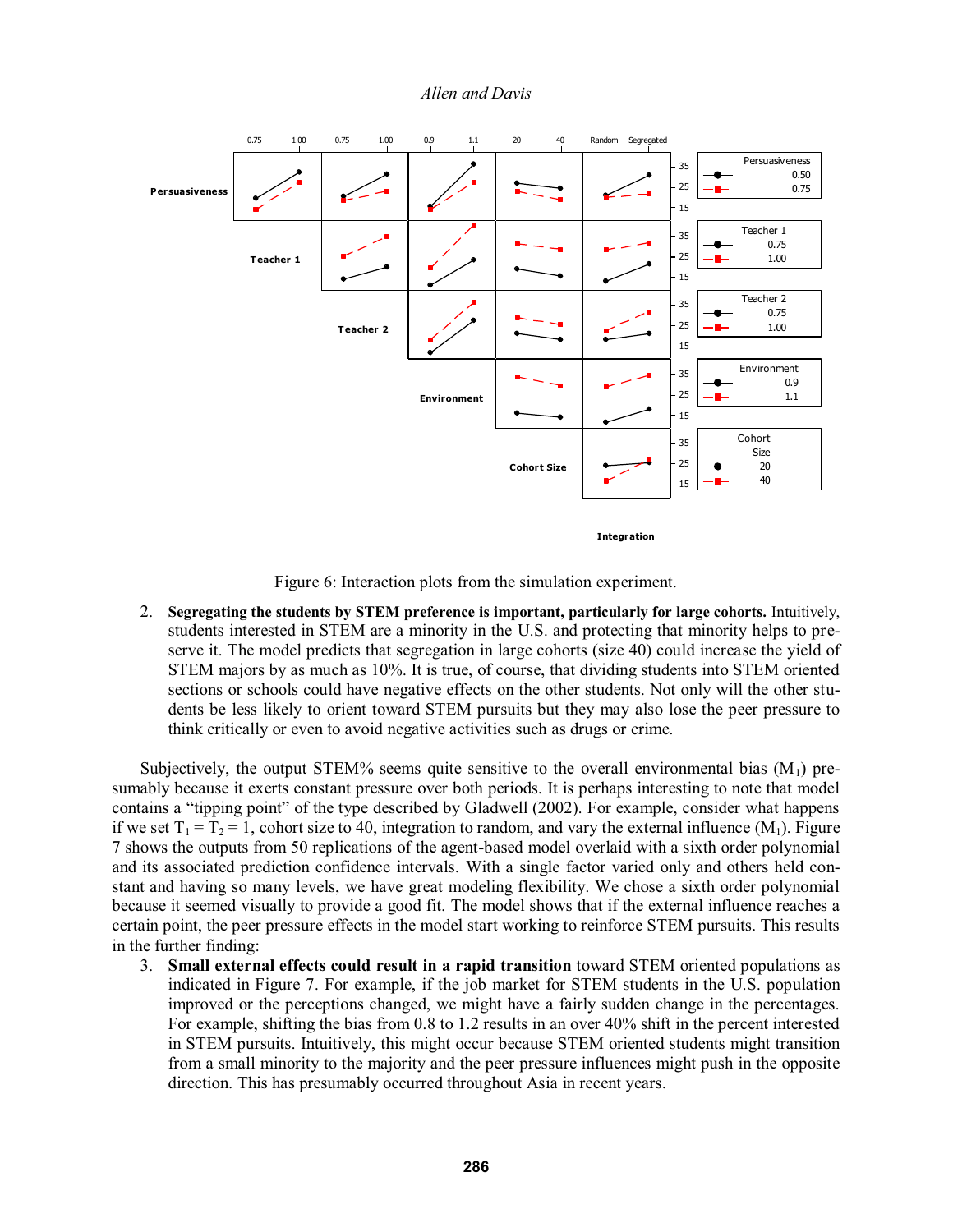Figure 6: Interaction plots from the simulation experiment.

2. **Segregating the students by STEM preference is important, particularly for large cohorts.** Intuitively, students interested in STEM are a minority in the U.S. and protecting that minority helps to preserve it. The model predicts that segregation in large cohorts (size 40) could increase the yield of STEM majors by as much as 10%. It is true, of course, that dividing students into STEM oriented sections or schools could have negative effects on the other students. Not only will the other students be less likely to orient toward STEM pursuits but they may also lose the peer pressure to think critically or even to avoid negative activities such as drugs or crime.

Subjectively, the output STEM% seems quite sensitive to the overall environmental bias ($M_1$) presumably because it exerts constant pressure over both periods. It is perhaps interesting to note that model contains a "tipping point" of the type described by Gladwell (2002). For example, consider what happens if we set $T_1 = T_2 = 1$, cohort size to 40, integration to random, and vary the external influence ($M_1$). Figure 7 shows the outputs from 50 replications of the agent-based model overlaid with a sixth order polynomial and its associated prediction confidence intervals. With a single factor varied only and others held constant and having so many levels, we have great modeling flexibility. We chose a sixth order polynomial because it seemed visually to provide a good fit. The model shows that if the external influence reaches a certain point, the peer pressure effects in the model start working to reinforce STEM pursuits. This results in the further finding:

3. **Small external effects could result in a rapid transition** toward STEM oriented populations as indicated in Figure 7. For example, if the job market for STEM students in the U.S. population improved or the perceptions changed, we might have a fairly sudden change in the percentages. For example, shifting the bias from 0.8 to 1.2 results in an over 40% shift in the percent interested in STEM pursuits. Intuitively, this might occur because STEM oriented students might transition from a small minority to the majority and the peer pressure influences might push in the opposite direction. This has presumably occurred throughout Asia in recent years.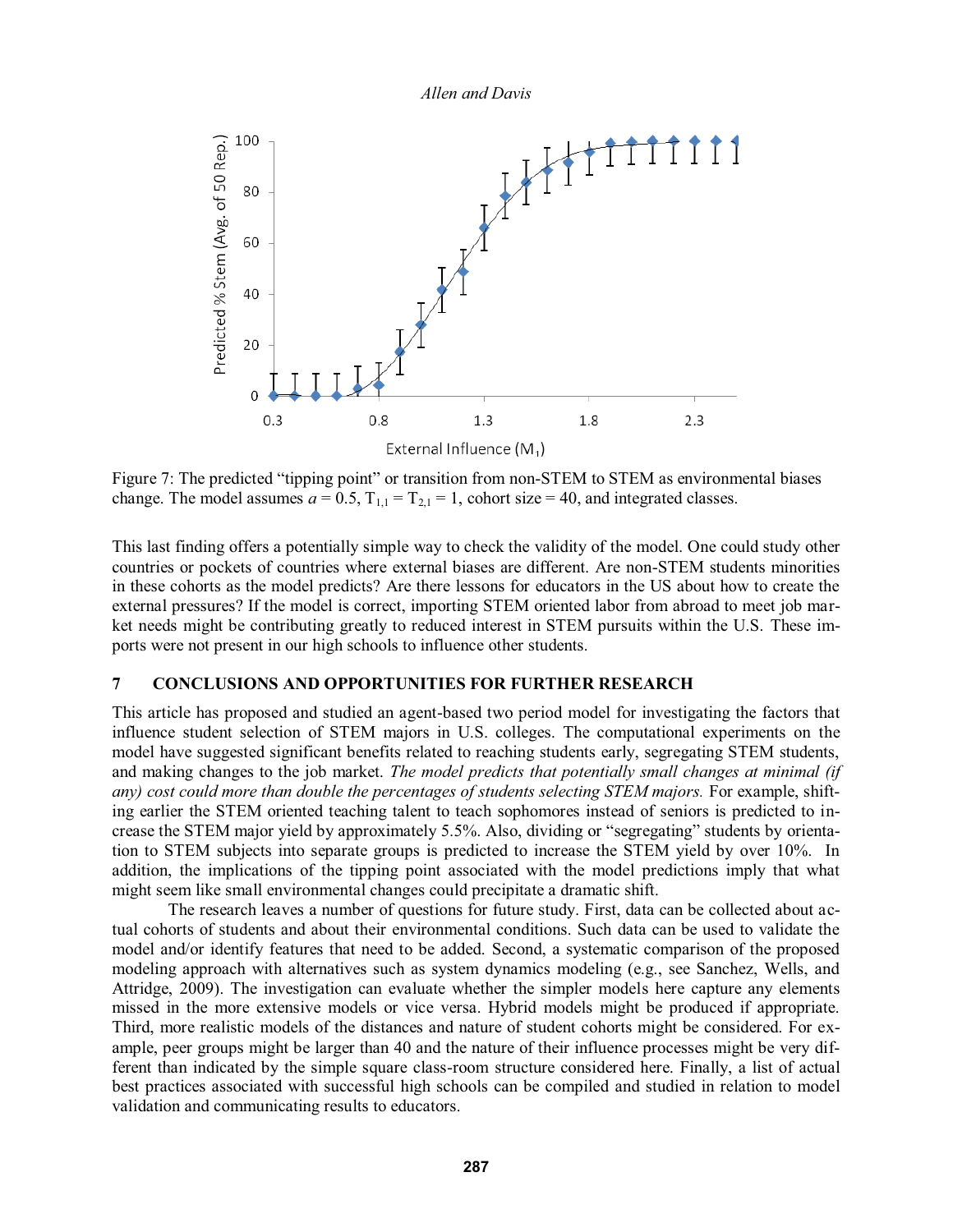Predicted % Stem (Avg. of 50 Rep.)

100
80
60
40
20
0

0.3
0.8
1.3
1.8
2.3

External Influence ($M_1$)

Figure 7: The predicted "tipping point" or transition from non-STEM to STEM as environmental biases change. The model assumes $a = 0.5$, $T_{1,1} = T_{2,1} = 1$, cohort size = 40, and integrated classes.

This last finding offers a potentially simple way to check the validity of the model. One could study other countries or pockets of countries where external biases are different. Are non-STEM students minorities in these cohorts as the model predicts? Are there lessons for educators in the US about how to create the external pressures? If the model is correct, importing STEM oriented labor from abroad to meet job market needs might be contributing greatly to reduced interest in STEM pursuits within the U.S. These imports were not present in our high schools to influence other students.

## 7 CONCLUSIONS AND OPPORTUNITIES FOR FURTHER RESEARCH

This article has proposed and studied an agent-based two period model for investigating the factors that influence student selection of STEM majors in U.S. colleges. The computational experiments on the model have suggested significant benefits related to reaching students early, segregating STEM students, and making changes to the job market. *The model predicts that potentially small changes at minimal (if any) cost could more than double the percentages of students selecting STEM majors.* For example, shifting earlier the STEM oriented teaching talent to teach sophomores instead of seniors is predicted to increase the STEM major yield by approximately 5.5%. Also, dividing or "segregating" students by orientation to STEM subjects into separate groups is predicted to increase the STEM yield by over 10%. In addition, the implications of the tipping point associated with the model predictions imply that what might seem like small environmental changes could precipitate a dramatic shift.

The research leaves a number of questions for future study. First, data can be collected about actual cohorts of students and about their environmental conditions. Such data can be used to validate the model and/or identify features that need to be added. Second, a systematic comparison of the proposed modeling approach with alternatives such as system dynamics modeling (e.g., see Sanchez, Wells, and Attridge, 2009). The investigation can evaluate whether the simpler models here capture any elements missed in the more extensive models or vice versa. Hybrid models might be produced if appropriate. Third, more realistic models of the distances and nature of student cohorts might be considered. For example, peer groups might be larger than 40 and the nature of their influence processes might be very different than indicated by the simple square class-room structure considered here. Finally, a list of actual best practices associated with successful high schools can be compiled and studied in relation to model validation and communicating results to educators.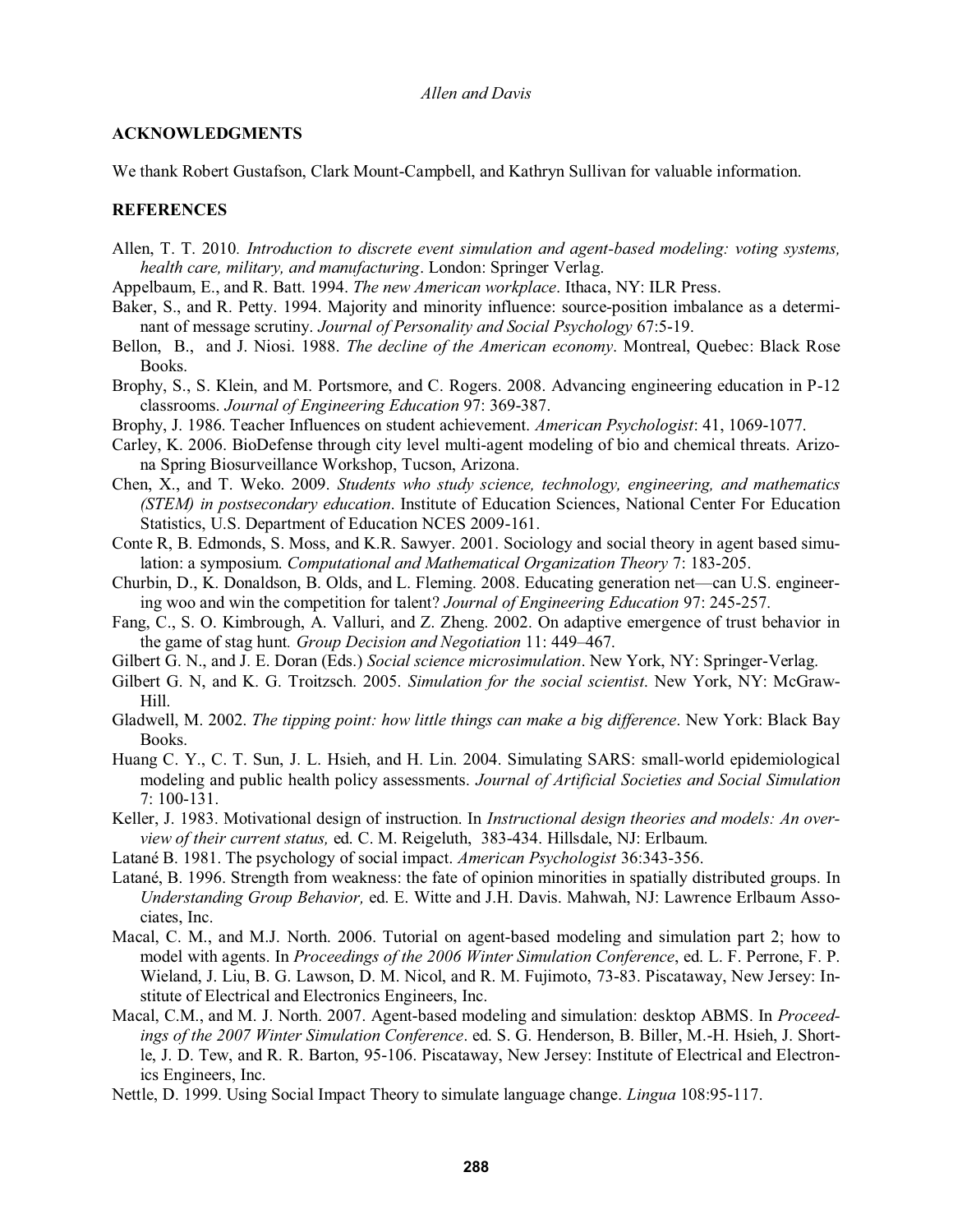## ACKNOWLEDGMENTS

We thank Robert Gustafson, Clark Mount-Campbell, and Kathryn Sullivan for valuable information.

## REFERENCES

Allen, T. T. 2010. *Introduction to discrete event simulation and agent-based modeling: voting systems, health care, military, and manufacturing*. London: Springer Verlag.

Appelbaum, E., and R. Batt. 1994. *The new American workplace*. Ithaca, NY: ILR Press.

Baker, S., and R. Petty. 1994. Majority and minority influence: source-position imbalance as a determinant of message scrutiny. *Journal of Personality and Social Psychology* 67:5-19.

Bellon, B., and J. Niosi. 1988. *The decline of the American economy*. Montreal, Quebec: Black Rose Books.

Brophy, S., S. Klein, and M. Portsmore, and C. Rogers. 2008. Advancing engineering education in P-12 classrooms. *Journal of Engineering Education* 97: 369-387.

Brophy, J. 1986. Teacher Influences on student achievement. *American Psychologist*: 41, 1069-1077.

Carley, K. 2006. BioDefense through city level multi-agent modeling of bio and chemical threats. Arizona Spring Biosurveillance Workshop, Tucson, Arizona.

Chen, X., and T. Weko. 2009. *Students who study science, technology, engineering, and mathematics (STEM) in postsecondary education*. Institute of Education Sciences, National Center For Education Statistics, U.S. Department of Education NCES 2009-161.

Conte R, B. Edmonds, S. Moss, and K.R. Sawyer. 2001. Sociology and social theory in agent based simulation: a symposium. *Computational and Mathematical Organization Theory* 7: 183-205.

Churbin, D., K. Donaldson, B. Olds, and L. Fleming. 2008. Educating generation net—can U.S. engineering woo and win the competition for talent? *Journal of Engineering Education* 97: 245-257.

Fang, C., S. O. Kimbrough, A. Valluri, and Z. Zheng. 2002. On adaptive emergence of trust behavior in the game of stag hunt. *Group Decision and Negotiation* 11: 449–467.

Gilbert G. N., and J. E. Doran (Eds.) *Social science microsimulation*. New York, NY: Springer-Verlag.

Gilbert G. N, and K. G. Troitzsch. 2005. *Simulation for the social scientist*. New York, NY: McGraw-Hill.

Gladwell, M. 2002. *The tipping point: how little things can make a big difference*. New York: Black Bay Books.

Huang C. Y., C. T. Sun, J. L. Hsieh, and H. Lin. 2004. Simulating SARS: small-world epidemiological modeling and public health policy assessments. *Journal of Artificial Societies and Social Simulation* 7: 100-131.

Keller, J. 1983. Motivational design of instruction. In *Instructional design theories and models: An overview of their current status,* ed. C. M. Reigeluth, 383-434. Hillsdale, NJ: Erlbaum.

Latané B. 1981. The psychology of social impact. *American Psychologist* 36:343-356.

Latané, B. 1996. Strength from weakness: the fate of opinion minorities in spatially distributed groups. In *Understanding Group Behavior,* ed. E. Witte and J.H. Davis. Mahwah, NJ: Lawrence Erlbaum Associates, Inc.

Macal, C. M., and M.J. North. 2006. Tutorial on agent-based modeling and simulation part 2; how to model with agents. In *Proceedings of the 2006 Winter Simulation Conference*, ed. L. F. Perrone, F. P. Wieland, J. Liu, B. G. Lawson, D. M. Nicol, and R. M. Fujimoto, 73-83. Piscataway, New Jersey: Institute of Electrical and Electronics Engineers, Inc.

Macal, C.M., and M. J. North. 2007. Agent-based modeling and simulation: desktop ABMS. In *Proceedings of the 2007 Winter Simulation Conference*. ed. S. G. Henderson, B. Biller, M.-H. Hsieh, J. Shortle, J. D. Tew, and R. R. Barton, 95-106. Piscataway, New Jersey: Institute of Electrical and Electronics Engineers, Inc.

Nettle, D. 1999. Using Social Impact Theory to simulate language change. *Lingua* 108:95-117.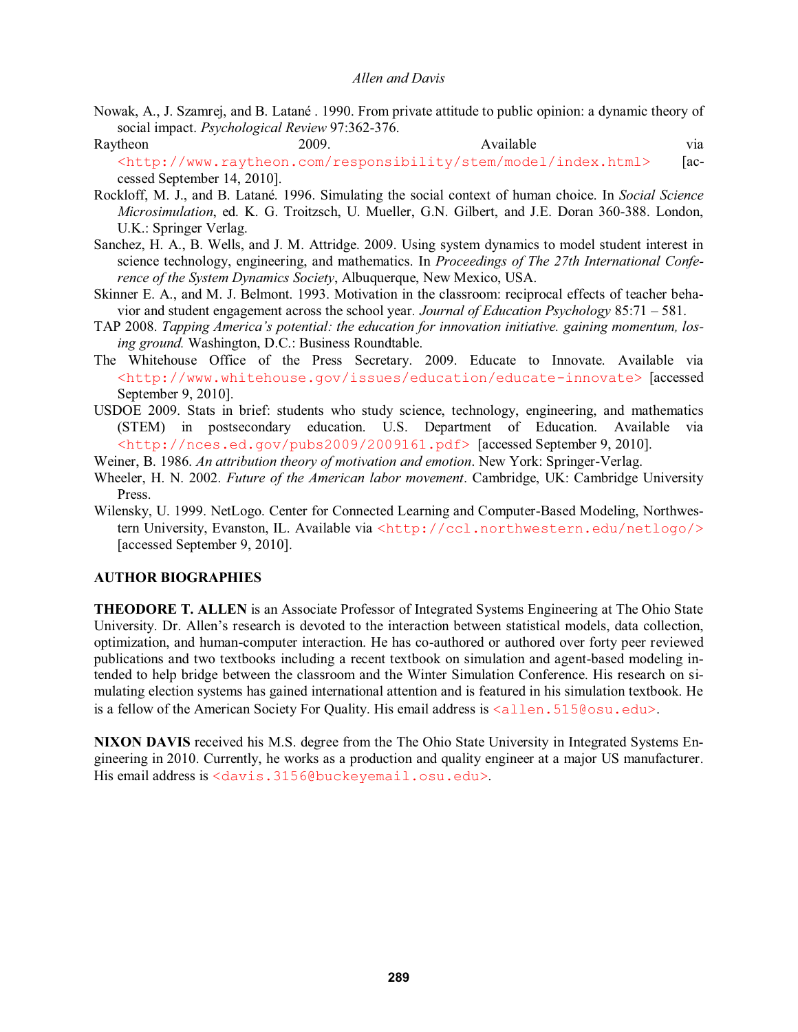Nowak, A., J. Szamrej, and B. Latané . 1990. From private attitude to public opinion: a dynamic theory of social impact. *Psychological Review* 97:362-376.

Raytheon 2009. Available via <http://www.raytheon.com/responsibility/stem/model/index.html> [accessed September 14, 2010].

Rockloff, M. J., and B. Latané. 1996. Simulating the social context of human choice. In *Social Science Microsimulation*, ed. K. G. Troitzsch, U. Mueller, G.N. Gilbert, and J.E. Doran 360-388. London, U.K.: Springer Verlag.

Sanchez, H. A., B. Wells, and J. M. Attridge. 2009. Using system dynamics to model student interest in science technology, engineering, and mathematics. In *Proceedings of The 27th International Conference of the System Dynamics Society*, Albuquerque, New Mexico, USA.

Skinner E. A., and M. J. Belmont. 1993. Motivation in the classroom: reciprocal effects of teacher behavior and student engagement across the school year. *Journal of Education Psychology* 85:71 – 581.

TAP 2008. *Tapping America's potential: the education for innovation initiative. gaining momentum, losing ground.* Washington, D.C.: Business Roundtable.

The Whitehouse Office of the Press Secretary. 2009. Educate to Innovate. Available via <http://www.whitehouse.gov/issues/education/educate-innovate> [accessed September 9, 2010].

USDOE 2009. Stats in brief: students who study science, technology, engineering, and mathematics (STEM) in postsecondary education. U.S. Department of Education. Available via <http://nces.ed.gov/pubs2009/2009161.pdf> [accessed September 9, 2010].

Weiner, B. 1986. *An attribution theory of motivation and emotion*. New York: Springer-Verlag.

Wheeler, H. N. 2002. *Future of the American labor movement*. Cambridge, UK: Cambridge University Press.

Wilensky, U. 1999. NetLogo. Center for Connected Learning and Computer-Based Modeling, Northwestern University, Evanston, IL. Available via <http://ccl.northwestern.edu/netlogo/> [accessed September 9, 2010].

## AUTHOR BIOGRAPHIES

**THEODORE T. ALLEN** is an Associate Professor of Integrated Systems Engineering at The Ohio State University. Dr. Allen's research is devoted to the interaction between statistical models, data collection, optimization, and human-computer interaction. He has co-authored or authored over forty peer reviewed publications and two textbooks including a recent textbook on simulation and agent-based modeling intended to help bridge between the classroom and the Winter Simulation Conference. His research on simulating election systems has gained international attention and is featured in his simulation textbook. He is a fellow of the American Society For Quality. His email address is <allen.515@osu.edu>.

**NIXON DAVIS** received his M.S. degree from the The Ohio State University in Integrated Systems Engineering in 2010. Currently, he works as a production and quality engineer at a major US manufacturer. His email address is <davis.3156@buckeyemail.osu.edu>.